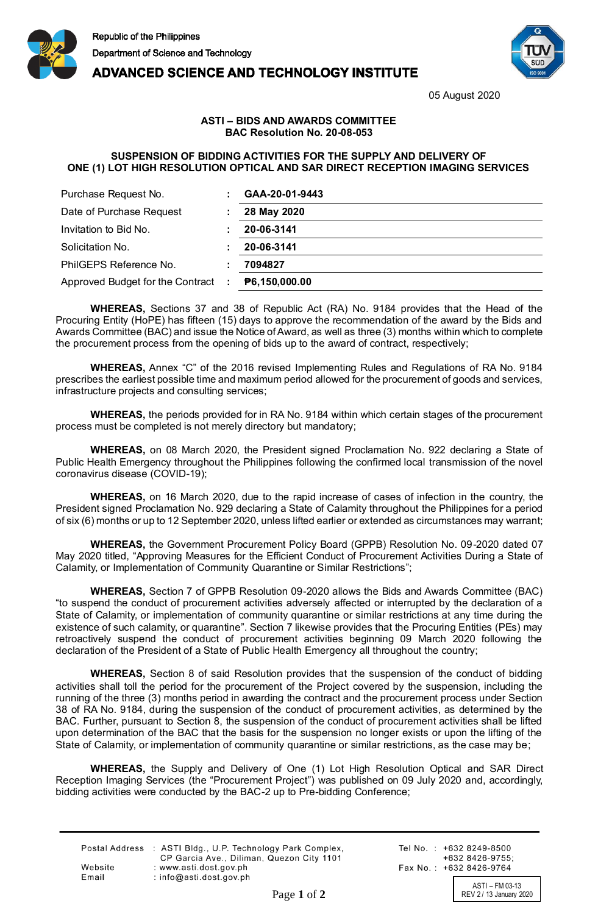Republic of the Philippines
Department of Science and Technology
**ADVANCED SCIENCE AND TECHNOLOGY INSTITUTE**

05 August 2020

**ASTI – BIDS AND AWARDS COMMITTEE**
**BAC Resolution No. 20-08-053**

**SUSPENSION OF BIDDING ACTIVITIES FOR THE SUPPLY AND DELIVERY OF ONE (1) LOT HIGH RESOLUTION OPTICAL AND SAR DIRECT RECEPTION IMAGING SERVICES**

| | | |
|---|---|---|
| Purchase Request No. | : | **GAA-20-01-9443** |
| Date of Purchase Request | : | **28 May 2020** |
| Invitation to Bid No. | : | **20-06-3141** |
| Solicitation No. | : | **20-06-3141** |
| PhilGEPS Reference No. | : | **7094827** |
| Approved Budget for the Contract | : | **₱6,150,000.00** |

**WHEREAS,** Sections 37 and 38 of Republic Act (RA) No. 9184 provides that the Head of the Procuring Entity (HoPE) has fifteen (15) days to approve the recommendation of the award by the Bids and Awards Committee (BAC) and issue the Notice of Award, as well as three (3) months within which to complete the procurement process from the opening of bids up to the award of contract, respectively;

**WHEREAS,** Annex "C" of the 2016 revised Implementing Rules and Regulations of RA No. 9184 prescribes the earliest possible time and maximum period allowed for the procurement of goods and services, infrastructure projects and consulting services;

**WHEREAS,** the periods provided for in RA No. 9184 within which certain stages of the procurement process must be completed is not merely directory but mandatory;

**WHEREAS,** on 08 March 2020, the President signed Proclamation No. 922 declaring a State of Public Health Emergency throughout the Philippines following the confirmed local transmission of the novel coronavirus disease (COVID-19);

**WHEREAS,** on 16 March 2020, due to the rapid increase of cases of infection in the country, the President signed Proclamation No. 929 declaring a State of Calamity throughout the Philippines for a period of six (6) months or up to 12 September 2020, unless lifted earlier or extended as circumstances may warrant;

**WHEREAS,** the Government Procurement Policy Board (GPPB) Resolution No. 09-2020 dated 07 May 2020 titled, "Approving Measures for the Efficient Conduct of Procurement Activities During a State of Calamity, or Implementation of Community Quarantine or Similar Restrictions";

**WHEREAS,** Section 7 of GPPB Resolution 09-2020 allows the Bids and Awards Committee (BAC) "to suspend the conduct of procurement activities adversely affected or interrupted by the declaration of a State of Calamity, or implementation of community quarantine or similar restrictions at any time during the existence of such calamity, or quarantine". Section 7 likewise provides that the Procuring Entities (PEs) may retroactively suspend the conduct of procurement activities beginning 09 March 2020 following the declaration of the President of a State of Public Health Emergency all throughout the country;

**WHEREAS,** Section 8 of said Resolution provides that the suspension of the conduct of bidding activities shall toll the period for the procurement of the Project covered by the suspension, including the running of the three (3) months period in awarding the contract and the procurement process under Section 38 of RA No. 9184, during the suspension of the conduct of procurement activities, as determined by the BAC. Further, pursuant to Section 8, the suspension of the conduct of procurement activities shall be lifted upon determination of the BAC that the basis for the suspension no longer exists or upon the lifting of the State of Calamity, or implementation of community quarantine or similar restrictions, as the case may be;

**WHEREAS,** the Supply and Delivery of One (1) Lot High Resolution Optical and SAR Direct Reception Imaging Services (the "Procurement Project") was published on 09 July 2020 and, accordingly, bidding activities were conducted by the BAC-2 up to Pre-bidding Conference;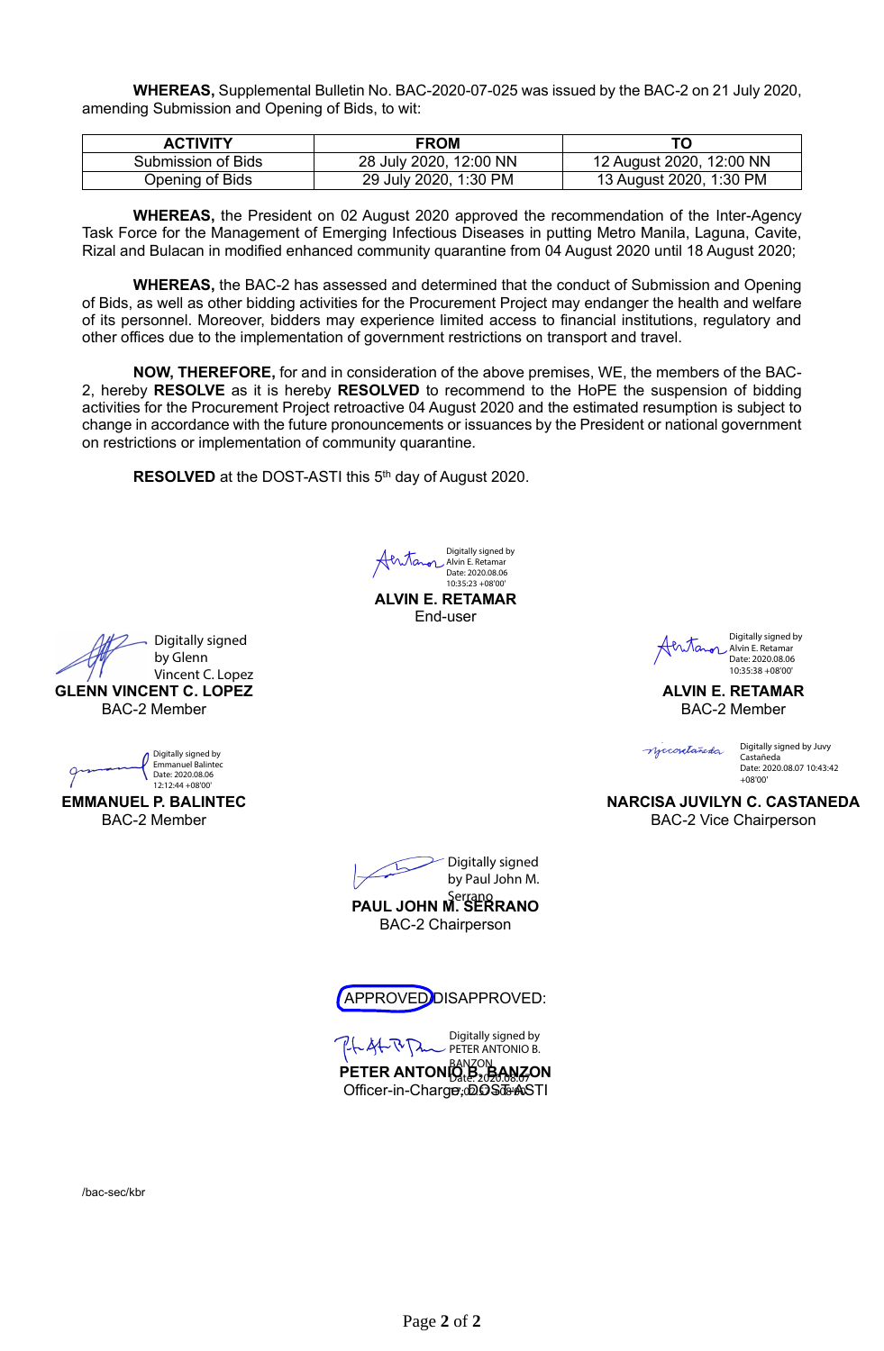**WHEREAS,** Supplemental Bulletin No. BAC-2020-07-025 was issued by the BAC-2 on 21 July 2020, amending Submission and Opening of Bids, to wit:

| ACTIVITY | FROM | TO |
|---|---|---|
| Submission of Bids | 28 July 2020, 12:00 NN | 12 August 2020, 12:00 NN |
| Opening of Bids | 29 July 2020, 1:30 PM | 13 August 2020, 1:30 PM |

**WHEREAS,** the President on 02 August 2020 approved the recommendation of the Inter-Agency Task Force for the Management of Emerging Infectious Diseases in putting Metro Manila, Laguna, Cavite, Rizal and Bulacan in modified enhanced community quarantine from 04 August 2020 until 18 August 2020;

**WHEREAS,** the BAC-2 has assessed and determined that the conduct of Submission and Opening of Bids, as well as other bidding activities for the Procurement Project may endanger the health and welfare of its personnel. Moreover, bidders may experience limited access to financial institutions, regulatory and other offices due to the implementation of government restrictions on transport and travel.

**NOW, THEREFORE,** for and in consideration of the above premises, WE, the members of the BAC-2, hereby **RESOLVE** as it is hereby **RESOLVED** to recommend to the HoPE the suspension of bidding activities for the Procurement Project retroactive 04 August 2020 and the estimated resumption is subject to change in accordance with the future pronouncements or issuances by the President or national government on restrictions or implementation of community quarantine.

**RESOLVED** at the DOST-ASTI this 5th day of August 2020.

Digitally signed by Alvin E. Retamar
Date: 2020.08.06 10:35:23 +08'00'

**ALVIN E. RETAMAR**
End-user

Digitally signed by Glenn Vincent C. Lopez

**GLENN VINCENT C. LOPEZ**
BAC-2 Member

Digitally signed by Alvin E. Retamar
Date: 2020.08.06 10:35:38 +08'00'

**ALVIN E. RETAMAR**
BAC-2 Member

Digitally signed by Emmanuel Balintec
Date: 2020.08.06 12:12:44 +08'00'

**EMMANUEL P. BALINTEC**
BAC-2 Member

Digitally signed by Juvy Castañeda
Date: 2020.08.07 10:43:42 +08'00'

**NARCISA JUVILYN C. CASTANEDA**
BAC-2 Vice Chairperson

Digitally signed by Paul John M. Serrano

**PAUL JOHN M. SERRANO**
BAC-2 Chairperson

APPROVED/DISAPPROVED:

Digitally signed by PETER ANTONIO B. BANZON
Date: 2020.08.07

**PETER ANTONIO B. BANZON**
Officer-in-Charge, DOST-ASTI

/bac-sec/kbr